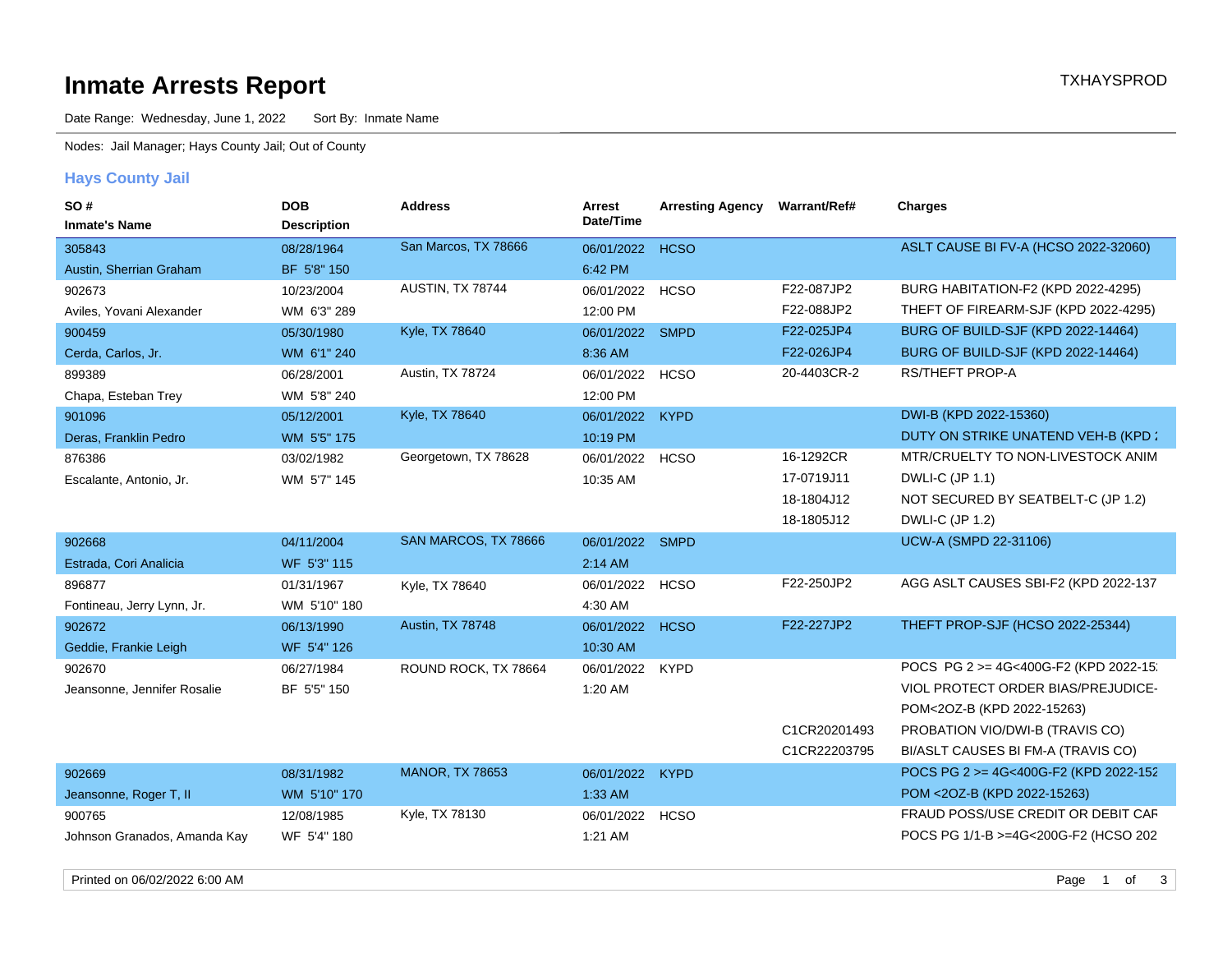# Inmate Arrests Report

TXHAYSPROD

Date Range: Wednesday, June 1, 2022    Sort By: Inmate Name

Nodes: Jail Manager; Hays County Jail; Out of County

## Hays County Jail

| SO # / Inmate's Name | DOB / Description | Address | Arrest Date/Time | Arresting Agency | Warrant/Ref# | Charges |
|---|---|---|---|---|---|---|
| 305843 | 08/28/1964 | San Marcos, TX 78666 | 06/01/2022 | HCSO | | ASLT CAUSE BI FV-A (HCSO 2022-32060) |
| Austin, Sherrian Graham | BF 5'8" 150 | | 6:42 PM | | | |
| 902673 | 10/23/2004 | AUSTIN, TX 78744 | 06/01/2022 | HCSO | F22-087JP2 | BURG HABITATION-F2 (KPD 2022-4295) |
| Aviles, Yovani Alexander | WM 6'3" 289 | | 12:00 PM | | F22-088JP2 | THEFT OF FIREARM-SJF (KPD 2022-4295) |
| 900459 | 05/30/1980 | Kyle, TX 78640 | 06/01/2022 | SMPD | F22-025JP4 | BURG OF BUILD-SJF (KPD 2022-14464) |
| Cerda, Carlos, Jr. | WM 6'1" 240 | | 8:36 AM | | F22-026JP4 | BURG OF BUILD-SJF (KPD 2022-14464) |
| 899389 | 06/28/2001 | Austin, TX 78724 | 06/01/2022 | HCSO | 20-4403CR-2 | RS/THEFT PROP-A |
| Chapa, Esteban Trey | WM 5'8" 240 | | 12:00 PM | | | |
| 901096 | 05/12/2001 | Kyle, TX 78640 | 06/01/2022 | KYPD | | DWI-B (KPD 2022-15360) |
| Deras, Franklin Pedro | WM 5'5" 175 | | 10:19 PM | | | DUTY ON STRIKE UNATEND VEH-B (KPD 2 |
| 876386 | 03/02/1982 | Georgetown, TX 78628 | 06/01/2022 | HCSO | 16-1292CR | MTR/CRUELTY TO NON-LIVESTOCK ANIM |
| Escalante, Antonio, Jr. | WM 5'7" 145 | | 10:35 AM | | 17-0719J11 | DWLI-C (JP 1.1) |
| | | | | | 18-1804J12 | NOT SECURED BY SEATBELT-C (JP 1.2) |
| | | | | | 18-1805J12 | DWLI-C (JP 1.2) |
| 902668 | 04/11/2004 | SAN MARCOS, TX 78666 | 06/01/2022 | SMPD | | UCW-A (SMPD 22-31106) |
| Estrada, Cori Analicia | WF 5'3" 115 | | 2:14 AM | | | |
| 896877 | 01/31/1967 | Kyle, TX 78640 | 06/01/2022 | HCSO | F22-250JP2 | AGG ASLT CAUSES SBI-F2 (KPD 2022-137 |
| Fontineau, Jerry Lynn, Jr. | WM 5'10" 180 | | 4:30 AM | | | |
| 902672 | 06/13/1990 | Austin, TX 78748 | 06/01/2022 | HCSO | F22-227JP2 | THEFT PROP-SJF (HCSO 2022-25344) |
| Geddie, Frankie Leigh | WF 5'4" 126 | | 10:30 AM | | | |
| 902670 | 06/27/1984 | ROUND ROCK, TX 78664 | 06/01/2022 | KYPD | | POCS PG 2 >= 4G<400G-F2 (KPD 2022-15 |
| Jeansonne, Jennifer Rosalie | BF 5'5" 150 | | 1:20 AM | | | VIOL PROTECT ORDER BIAS/PREJUDICE- |
| | | | | | | POM<2OZ-B (KPD 2022-15263) |
| | | | | | C1CR20201493 | PROBATION VIO/DWI-B (TRAVIS CO) |
| | | | | | C1CR22203795 | BI/ASLT CAUSES BI FM-A (TRAVIS CO) |
| 902669 | 08/31/1982 | MANOR, TX 78653 | 06/01/2022 | KYPD | | POCS PG 2 >= 4G<400G-F2 (KPD 2022-152 |
| Jeansonne, Roger T, II | WM 5'10" 170 | | 1:33 AM | | | POM <2OZ-B (KPD 2022-15263) |
| 900765 | 12/08/1985 | Kyle, TX 78130 | 06/01/2022 | HCSO | | FRAUD POSS/USE CREDIT OR DEBIT CAF |
| Johnson Granados, Amanda Kay | WF 5'4" 180 | | 1:21 AM | | | POCS PG 1/1-B >=4G<200G-F2 (HCSO 202 |

Printed on 06/02/2022 6:00 AM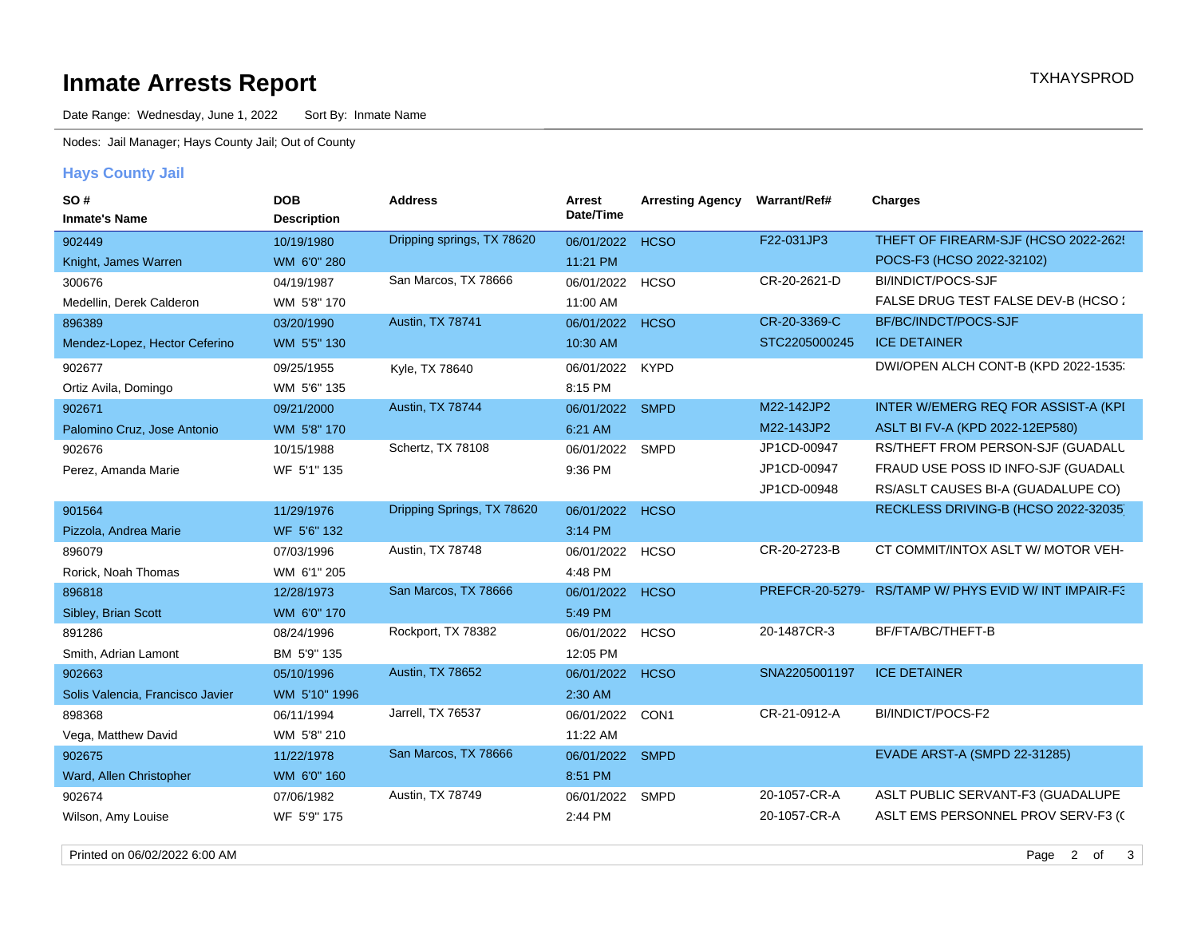# Inmate Arrests Report

TXHAYSPROD

Date Range: Wednesday, June 1, 2022 Sort By: Inmate Name

Nodes: Jail Manager; Hays County Jail; Out of County

## Hays County Jail

| SO # / Inmate's Name | DOB / Description | Address | Arrest Date/Time | Arresting Agency | Warrant/Ref# | Charges |
|---|---|---|---|---|---|---|
| 902449<br>Knight, James Warren | 10/19/1980<br>WM 6'0" 280 | Dripping springs, TX 78620 | 06/01/2022<br>11:21 PM | HCSO | F22-031JP3 | THEFT OF FIREARM-SJF (HCSO 2022-262!<br>POCS-F3 (HCSO 2022-32102) |
| 300676<br>Medellin, Derek Calderon | 04/19/1987<br>WM 5'8" 170 | San Marcos, TX 78666 | 06/01/2022<br>11:00 AM | HCSO | CR-20-2621-D | BI/INDICT/POCS-SJF<br>FALSE DRUG TEST FALSE DEV-B (HCSO : |
| 896389<br>Mendez-Lopez, Hector Ceferino | 03/20/1990<br>WM 5'5" 130 | Austin, TX 78741 | 06/01/2022<br>10:30 AM | HCSO | CR-20-3369-C<br>STC2205000245 | BF/BC/INDCT/POCS-SJF<br>ICE DETAINER |
| 902677<br>Ortiz Avila, Domingo | 09/25/1955<br>WM 5'6" 135 | Kyle, TX 78640 | 06/01/2022<br>8:15 PM | KYPD | | DWI/OPEN ALCH CONT-B (KPD 2022-1535: |
| 902671<br>Palomino Cruz, Jose Antonio | 09/21/2000<br>WM 5'8" 170 | Austin, TX 78744 | 06/01/2022<br>6:21 AM | SMPD | M22-142JP2<br>M22-143JP2 | INTER W/EMERG REQ FOR ASSIST-A (KPI<br>ASLT BI FV-A (KPD 2022-12EP580) |
| 902676<br>Perez, Amanda Marie | 10/15/1988<br>WF 5'1" 135 | Schertz, TX 78108 | 06/01/2022<br>9:36 PM | SMPD | JP1CD-00947<br>JP1CD-00947<br>JP1CD-00948 | RS/THEFT FROM PERSON-SJF (GUADALU<br>FRAUD USE POSS ID INFO-SJF (GUADALU<br>RS/ASLT CAUSES BI-A (GUADALUPE CO) |
| 901564<br>Pizzola, Andrea Marie | 11/29/1976<br>WF 5'6" 132 | Dripping Springs, TX 78620 | 06/01/2022<br>3:14 PM | HCSO | | RECKLESS DRIVING-B (HCSO 2022-32035) |
| 896079<br>Rorick, Noah Thomas | 07/03/1996<br>WM 6'1" 205 | Austin, TX 78748 | 06/01/2022<br>4:48 PM | HCSO | CR-20-2723-B | CT COMMIT/INTOX ASLT W/ MOTOR VEH- |
| 896818<br>Sibley, Brian Scott | 12/28/1973<br>WM 6'0" 170 | San Marcos, TX 78666 | 06/01/2022<br>5:49 PM | HCSO | PREFCR-20-5279- | RS/TAMP W/ PHYS EVID W/ INT IMPAIR-F3 |
| 891286<br>Smith, Adrian Lamont | 08/24/1996<br>BM 5'9" 135 | Rockport, TX 78382 | 06/01/2022<br>12:05 PM | HCSO | 20-1487CR-3 | BF/FTA/BC/THEFT-B |
| 902663<br>Solis Valencia, Francisco Javier | 05/10/1996<br>WM 5'10" 1996 | Austin, TX 78652 | 06/01/2022<br>2:30 AM | HCSO | SNA2205001197 | ICE DETAINER |
| 898368<br>Vega, Matthew David | 06/11/1994<br>WM 5'8" 210 | Jarrell, TX 76537 | 06/01/2022<br>11:22 AM | CON1 | CR-21-0912-A | BI/INDICT/POCS-F2 |
| 902675<br>Ward, Allen Christopher | 11/22/1978<br>WM 6'0" 160 | San Marcos, TX 78666 | 06/01/2022<br>8:51 PM | SMPD | | EVADE ARST-A (SMPD 22-31285) |
| 902674<br>Wilson, Amy Louise | 07/06/1982<br>WF 5'9" 175 | Austin, TX 78749 | 06/01/2022<br>2:44 PM | SMPD | 20-1057-CR-A<br>20-1057-CR-A | ASLT PUBLIC SERVANT-F3 (GUADALUPE<br>ASLT EMS PERSONNEL PROV SERV-F3 (( |

Printed on 06/02/2022 6:00 AM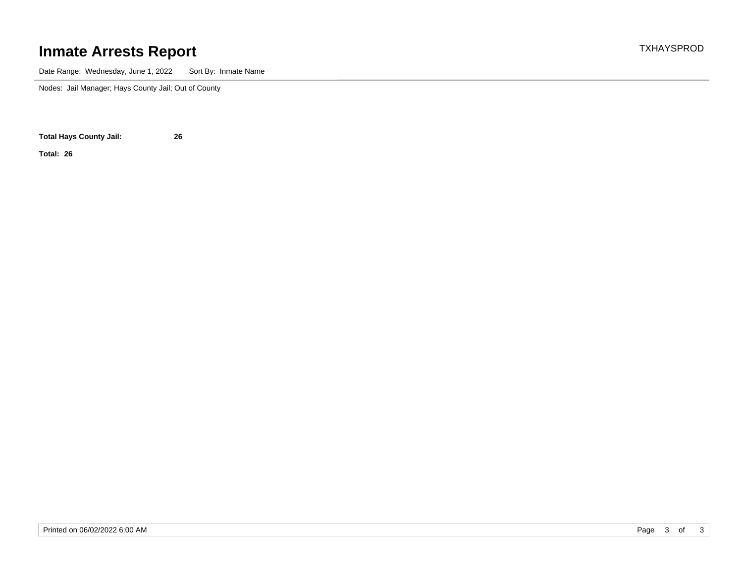# Inmate Arrests Report

TXHAYSPROD

Date Range: Wednesday, June 1, 2022 Sort By: Inmate Name

Nodes: Jail Manager; Hays County Jail; Out of County

**Total Hays County Jail:** **26**

**Total: 26**

Printed on 06/02/2022 6:00 AM